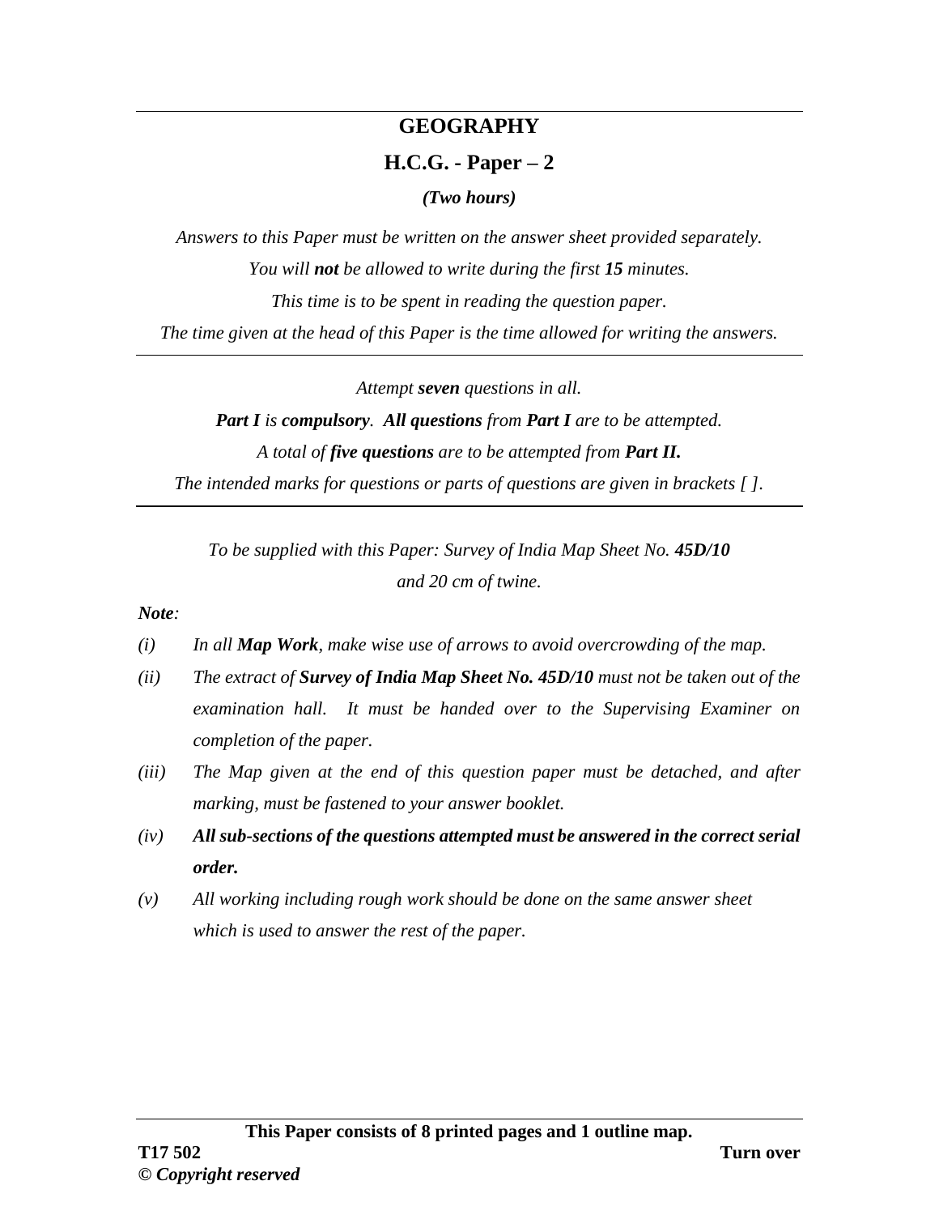# GEOGRAPHY

## H.C.G. - Paper – 2

*(Two hours)*

*Answers to this Paper must be written on the answer sheet provided separately.*

*You will **not** be allowed to write during the first **15** minutes.*

*This time is to be spent in reading the question paper.*

*The time given at the head of this Paper is the time allowed for writing the answers.*

---

*Attempt **seven** questions in all.*

***Part I** is **compulsory**. **All questions** from **Part I** are to be attempted.*

*A total of **five questions** are to be attempted from **Part II.***

*The intended marks for questions or parts of questions are given in brackets [ ].*

---

*To be supplied with this Paper: Survey of India Map Sheet No. **45D/10** and 20 cm of twine.*

***Note**:*

*(i) In all **Map Work**, make wise use of arrows to avoid overcrowding of the map.*

*(ii) The extract of **Survey of India Map Sheet No. 45D/10** must not be taken out of the examination hall. It must be handed over to the Supervising Examiner on completion of the paper.*

*(iii) The Map given at the end of this question paper must be detached, and after marking, must be fastened to your answer booklet.*

*(iv) **All sub-sections of the questions attempted must be answered in the correct serial order.***

*(v) All working including rough work should be done on the same answer sheet which is used to answer the rest of the paper.*

**This Paper consists of 8 printed pages and 1 outline map.**

**T17 502**

**Turn over**

**© *Copyright reserved***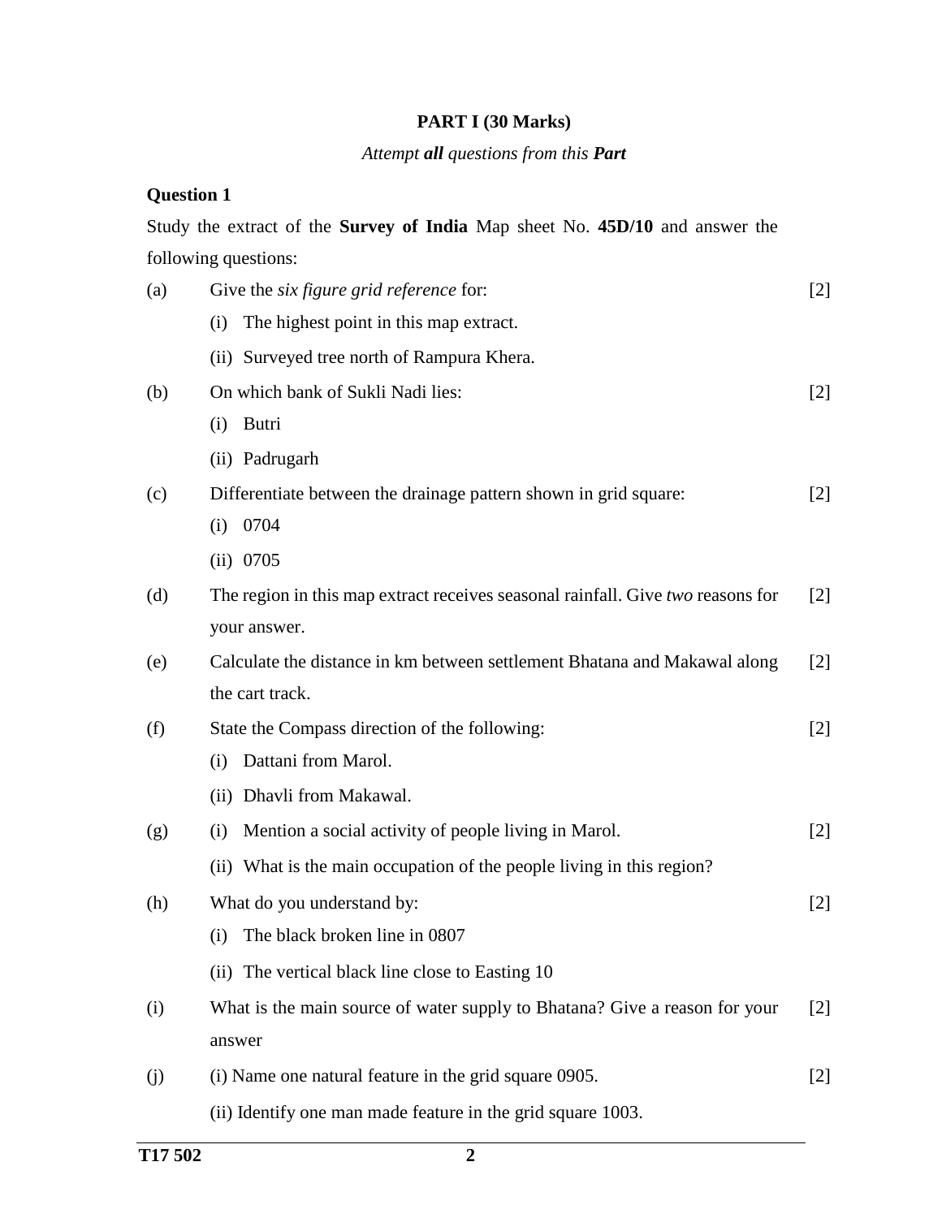## PART I (30 Marks)

*Attempt **all** questions from this **Part***

**Question 1**

Study the extract of the **Survey of India** Map sheet No. **45D/10** and answer the following questions:

(a) Give the *six figure grid reference* for: [2]

(i) The highest point in this map extract.

(ii) Surveyed tree north of Rampura Khera.

(b) On which bank of Sukli Nadi lies: [2]

(i) Butri

(ii) Padrugarh

(c) Differentiate between the drainage pattern shown in grid square: [2]

(i) 0704

(ii) 0705

(d) The region in this map extract receives seasonal rainfall. Give *two* reasons for your answer. [2]

(e) Calculate the distance in km between settlement Bhatana and Makawal along the cart track. [2]

(f) State the Compass direction of the following: [2]

(i) Dattani from Marol.

(ii) Dhavli from Makawal.

(g) (i) Mention a social activity of people living in Marol. [2]

(ii) What is the main occupation of the people living in this region?

(h) What do you understand by: [2]

(i) The black broken line in 0807

(ii) The vertical black line close to Easting 10

(i) What is the main source of water supply to Bhatana? Give a reason for your answer [2]

(j) (i) Name one natural feature in the grid square 0905. [2]

(ii) Identify one man made feature in the grid square 1003.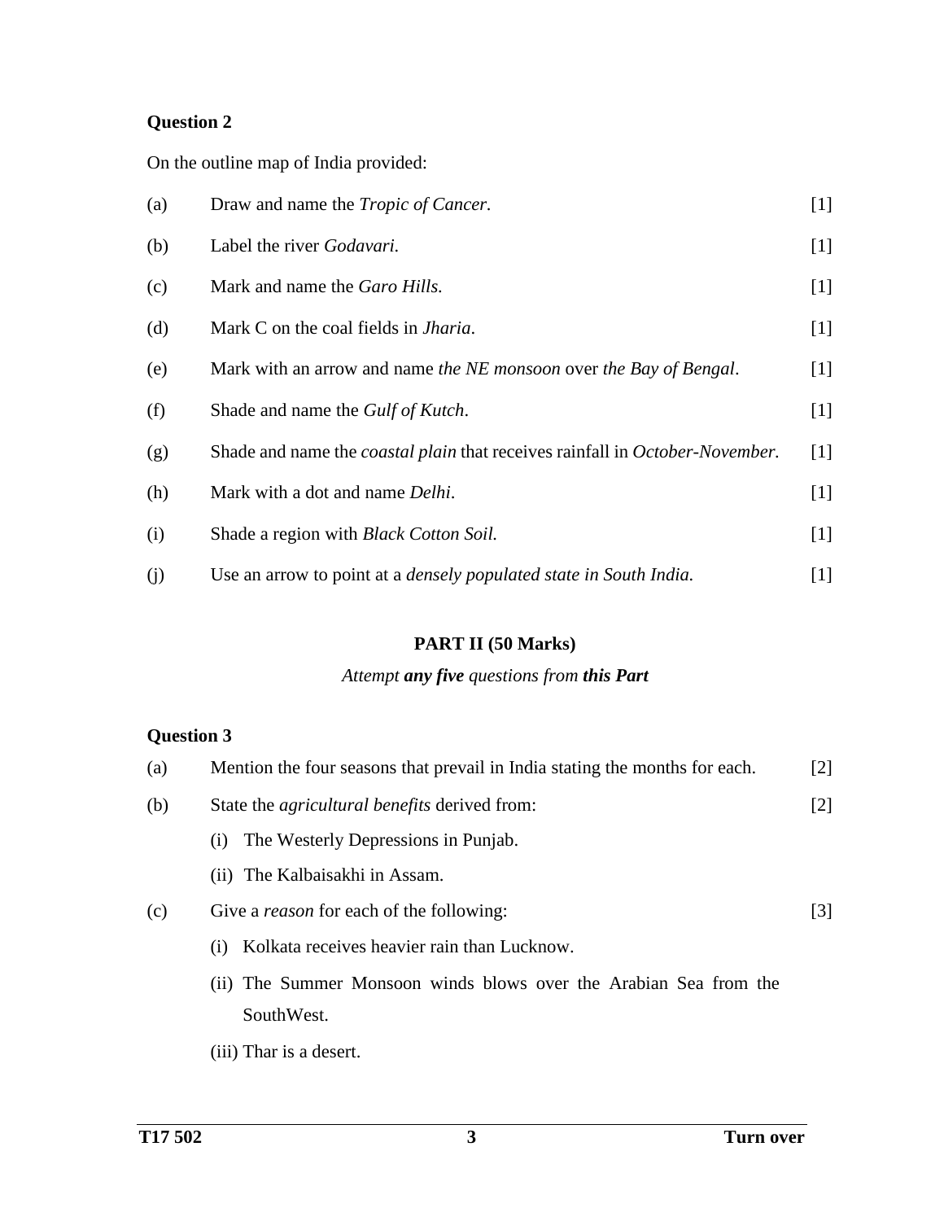**Question 2**

On the outline map of India provided:

(a) Draw and name the *Tropic of Cancer.* [1]

(b) Label the river *Godavari.* [1]

(c) Mark and name the *Garo Hills.* [1]

(d) Mark C on the coal fields in *Jharia*. [1]

(e) Mark with an arrow and name *the NE monsoon* over *the Bay of Bengal*. [1]

(f) Shade and name the *Gulf of Kutch*. [1]

(g) Shade and name the *coastal plain* that receives rainfall in *October-November.* [1]

(h) Mark with a dot and name *Delhi*. [1]

(i) Shade a region with *Black Cotton Soil.* [1]

(j) Use an arrow to point at a *densely populated state in South India.* [1]

## PART II (50 Marks)

*Attempt* ***any five*** *questions from* ***this Part***

**Question 3**

(a) Mention the four seasons that prevail in India stating the months for each. [2]

(b) State the *agricultural benefits* derived from: [2]

(i) The Westerly Depressions in Punjab.

(ii) The Kalbaisakhi in Assam.

(c) Give a *reason* for each of the following: [3]

(i) Kolkata receives heavier rain than Lucknow.

(ii) The Summer Monsoon winds blows over the Arabian Sea from the SouthWest.

(iii) Thar is a desert.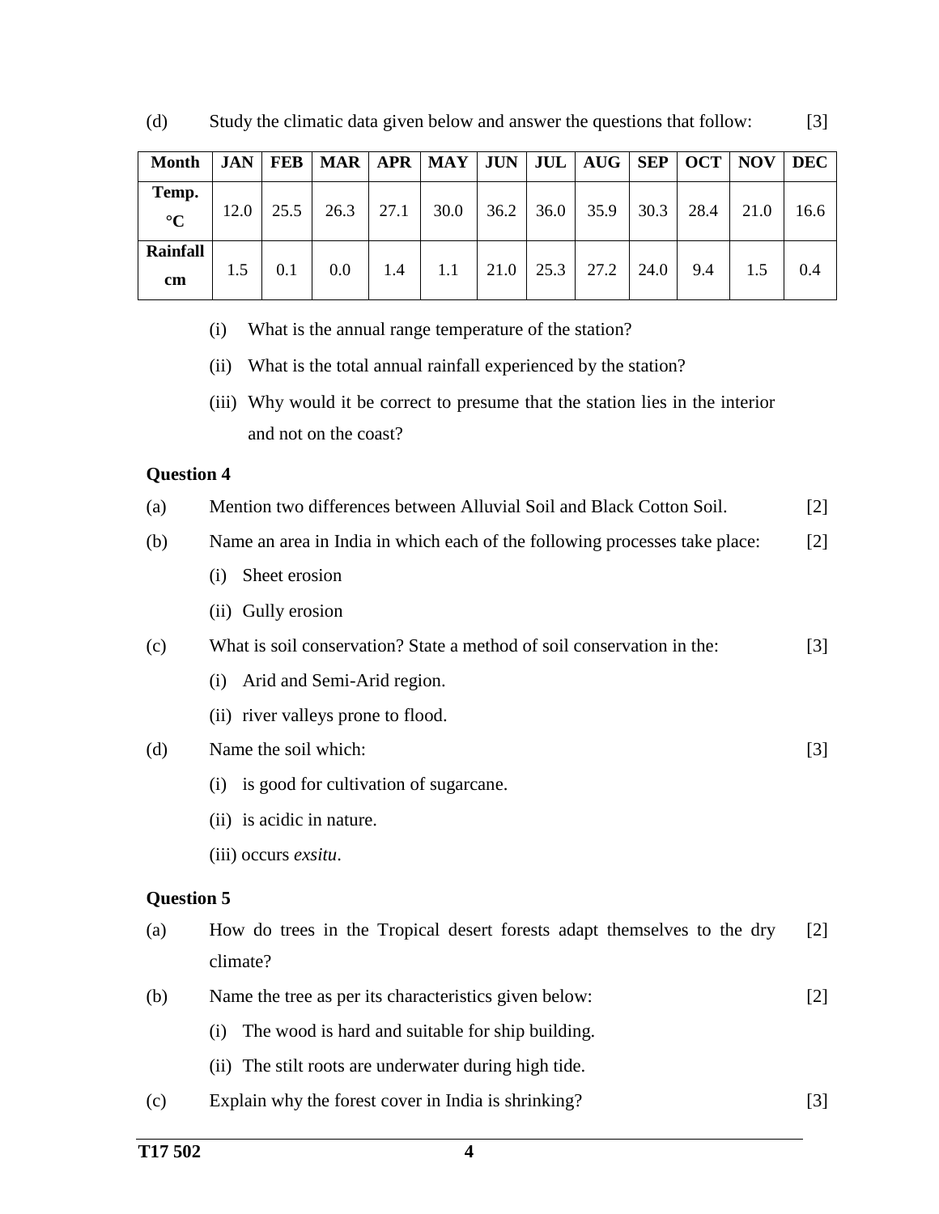(d) Study the climatic data given below and answer the questions that follow: [3]

| Month | JAN | FEB | MAR | APR | MAY | JUN | JUL | AUG | SEP | OCT | NOV | DEC |
|---|---|---|---|---|---|---|---|---|---|---|---|---|
| Temp. °C | 12.0 | 25.5 | 26.3 | 27.1 | 30.0 | 36.2 | 36.0 | 35.9 | 30.3 | 28.4 | 21.0 | 16.6 |
| Rainfall cm | 1.5 | 0.1 | 0.0 | 1.4 | 1.1 | 21.0 | 25.3 | 27.2 | 24.0 | 9.4 | 1.5 | 0.4 |

(i) What is the annual range temperature of the station?

(ii) What is the total annual rainfall experienced by the station?

(iii) Why would it be correct to presume that the station lies in the interior and not on the coast?

**Question 4**

(a) Mention two differences between Alluvial Soil and Black Cotton Soil. [2]

(b) Name an area in India in which each of the following processes take place: [2]

(i) Sheet erosion

(ii) Gully erosion

(c) What is soil conservation? State a method of soil conservation in the: [3]

(i) Arid and Semi-Arid region.

(ii) river valleys prone to flood.

(d) Name the soil which: [3]

(i) is good for cultivation of sugarcane.

(ii) is acidic in nature.

(iii) occurs *exsitu*.

**Question 5**

(a) How do trees in the Tropical desert forests adapt themselves to the dry climate? [2]

(b) Name the tree as per its characteristics given below: [2]

(i) The wood is hard and suitable for ship building.

(ii) The stilt roots are underwater during high tide.

(c) Explain why the forest cover in India is shrinking? [3]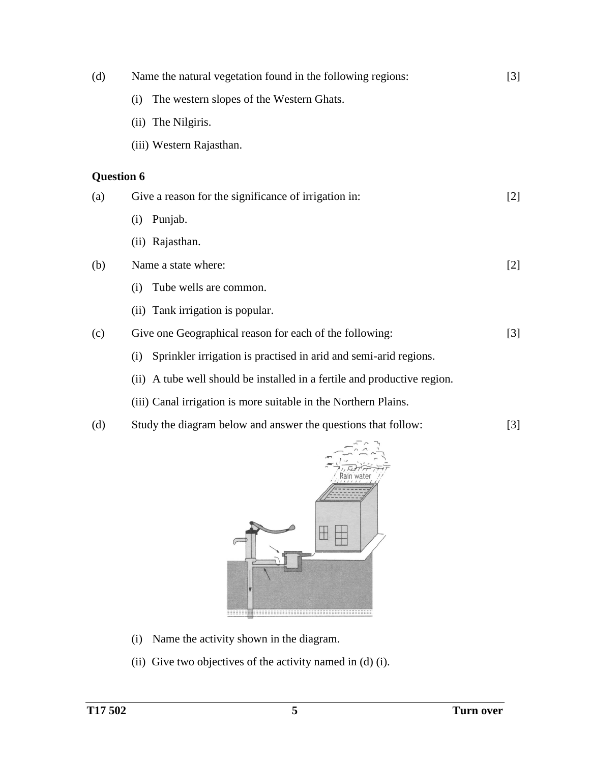(d) Name the natural vegetation found in the following regions: [3]

(i) The western slopes of the Western Ghats.

(ii) The Nilgiris.

(iii) Western Rajasthan.

**Question 6**

(a) Give a reason for the significance of irrigation in: [2]

(i) Punjab.

(ii) Rajasthan.

(b) Name a state where: [2]

(i) Tube wells are common.

(ii) Tank irrigation is popular.

(c) Give one Geographical reason for each of the following: [3]

(i) Sprinkler irrigation is practised in arid and semi-arid regions.

(ii) A tube well should be installed in a fertile and productive region.

(iii) Canal irrigation is more suitable in the Northern Plains.

(d) Study the diagram below and answer the questions that follow: [3]

(i) Name the activity shown in the diagram.

(ii) Give two objectives of the activity named in (d) (i).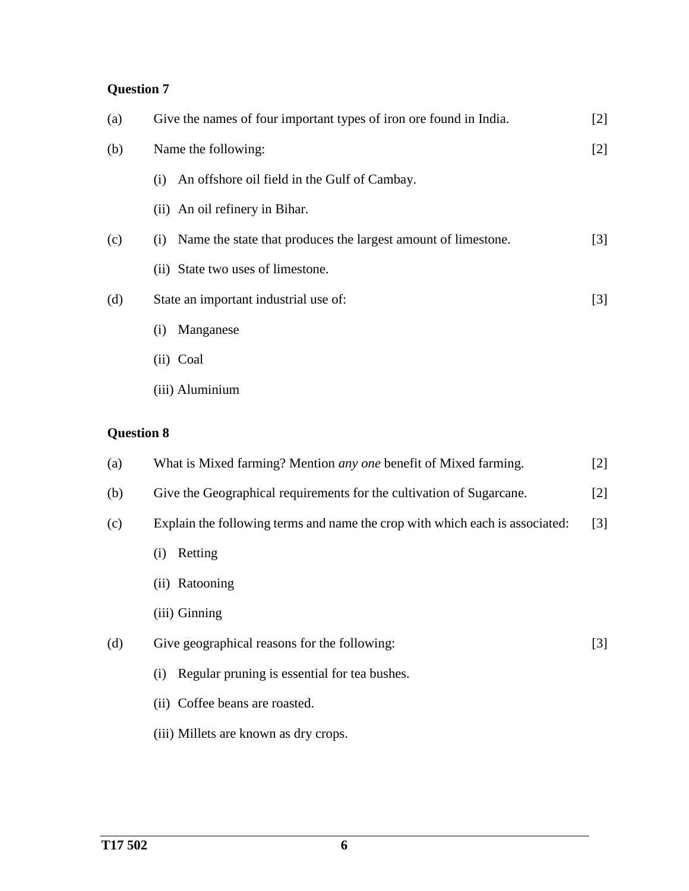**Question 7**

(a) Give the names of four important types of iron ore found in India. [2]

(b) Name the following: [2]

(i) An offshore oil field in the Gulf of Cambay.

(ii) An oil refinery in Bihar.

(c) (i) Name the state that produces the largest amount of limestone. [3]

(ii) State two uses of limestone.

(d) State an important industrial use of: [3]

(i) Manganese

(ii) Coal

(iii) Aluminium

**Question 8**

(a) What is Mixed farming? Mention *any one* benefit of Mixed farming. [2]

(b) Give the Geographical requirements for the cultivation of Sugarcane. [2]

(c) Explain the following terms and name the crop with which each is associated: [3]

(i) Retting

(ii) Ratooning

(iii) Ginning

(d) Give geographical reasons for the following: [3]

(i) Regular pruning is essential for tea bushes.

(ii) Coffee beans are roasted.

(iii) Millets are known as dry crops.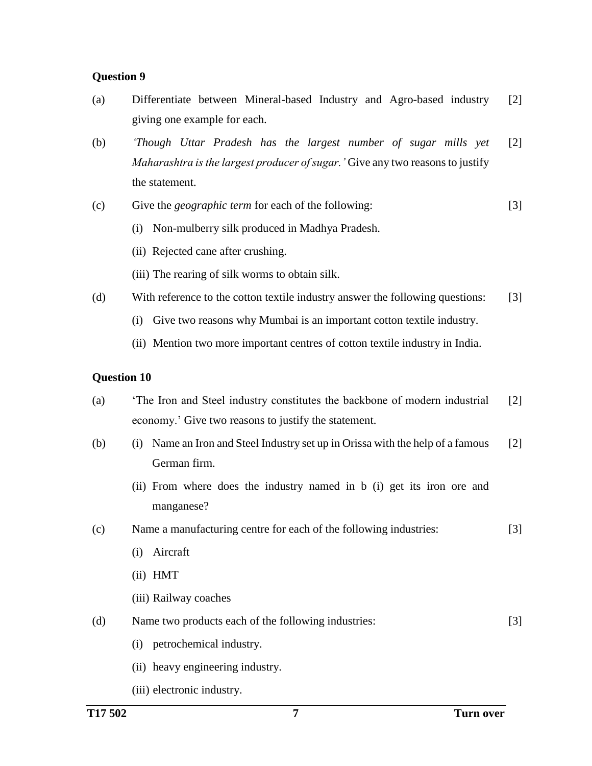**Question 9**

(a) Differentiate between Mineral-based Industry and Agro-based industry giving one example for each. [2]

(b) *'Though Uttar Pradesh has the largest number of sugar mills yet Maharashtra is the largest producer of sugar.'* Give any two reasons to justify the statement. [2]

(c) Give the *geographic term* for each of the following: [3]

- (i) Non-mulberry silk produced in Madhya Pradesh.
- (ii) Rejected cane after crushing.
- (iii) The rearing of silk worms to obtain silk.

(d) With reference to the cotton textile industry answer the following questions: [3]

- (i) Give two reasons why Mumbai is an important cotton textile industry.
- (ii) Mention two more important centres of cotton textile industry in India.

**Question 10**

(a) 'The Iron and Steel industry constitutes the backbone of modern industrial economy.' Give two reasons to justify the statement. [2]

(b) [2]

- (i) Name an Iron and Steel Industry set up in Orissa with the help of a famous German firm.
- (ii) From where does the industry named in b (i) get its iron ore and manganese?

(c) Name a manufacturing centre for each of the following industries: [3]

- (i) Aircraft
- (ii) HMT
- (iii) Railway coaches

(d) Name two products each of the following industries: [3]

- (i) petrochemical industry.
- (ii) heavy engineering industry.
- (iii) electronic industry.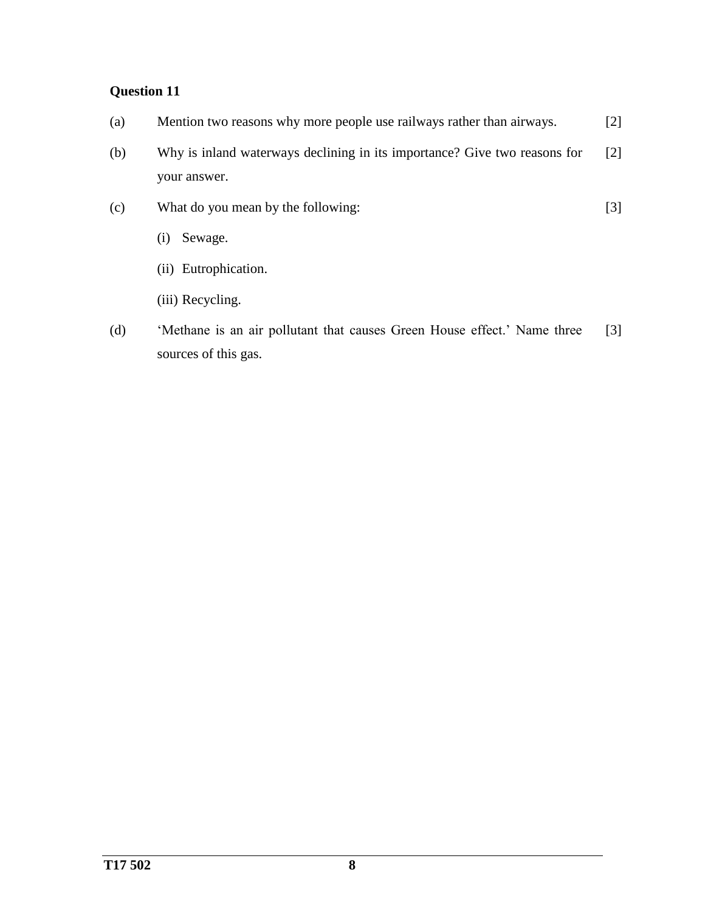**Question 11**

(a) Mention two reasons why more people use railways rather than airways. [2]

(b) Why is inland waterways declining in its importance? Give two reasons for your answer. [2]

(c) What do you mean by the following: [3]

(i) Sewage.

(ii) Eutrophication.

(iii) Recycling.

(d) 'Methane is an air pollutant that causes Green House effect.' Name three sources of this gas. [3]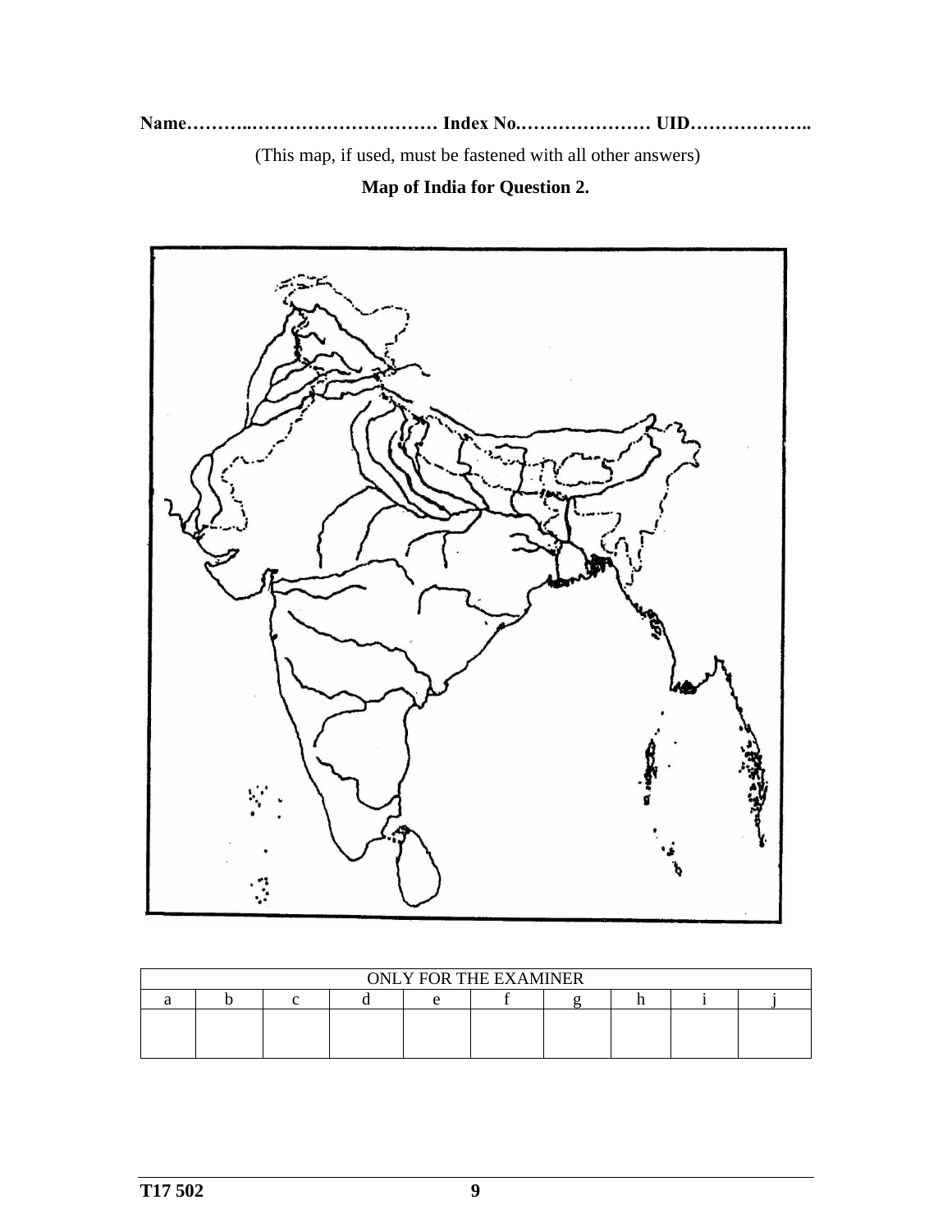**Name………..………………………… Index No.………………… UID………………..**

(This map, if used, must be fastened with all other answers)

**Map of India for Question 2.**

| ONLY FOR THE EXAMINER | | | | | | | | | |
|---|---|---|---|---|---|---|---|---|---|
| a | b | c | d | e | f | g | h | i | j |
| | | | | | | | | | |